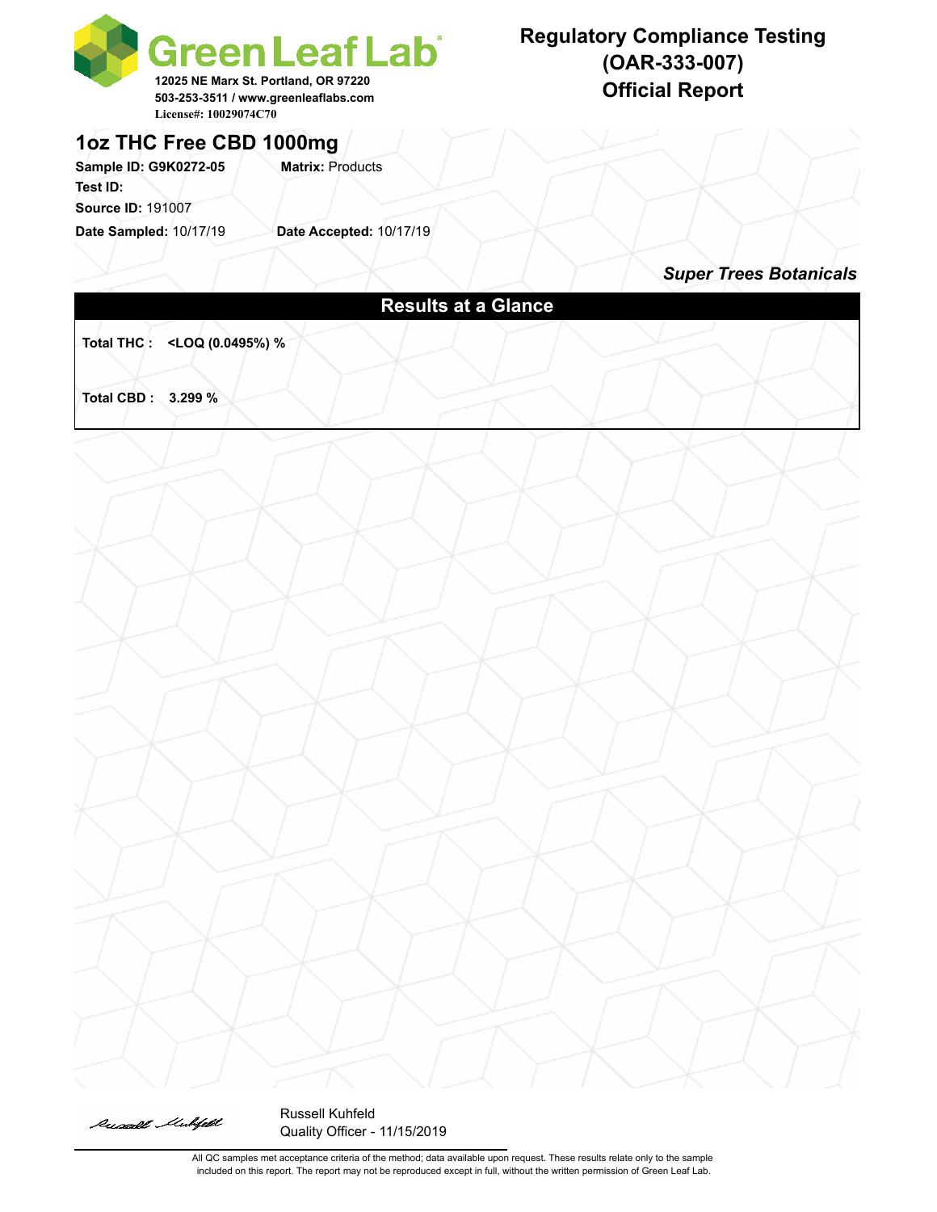# Green Leaf Lab

12025 NE Marx St. Portland, OR 97220
503-253-3511 / www.greenleaflabs.com
License#: 10029074C70

## Regulatory Compliance Testing (OAR-333-007) Official Report

## 1oz THC Free CBD 1000mg

**Sample ID: G9K0272-05** **Matrix:** Products
**Test ID:**
**Source ID:** 191007
**Date Sampled:** 10/17/19 **Date Accepted:** 10/17/19

***Super Trees Botanicals***

### Results at a Glance

**Total THC : <LOQ (0.0495%) %**

**Total CBD : 3.299 %**

Russell Kuhfeld
Quality Officer - 11/15/2019

All QC samples met acceptance criteria of the method; data available upon request. These results relate only to the sample included on this report. The report may not be reproduced except in full, without the written permission of Green Leaf Lab.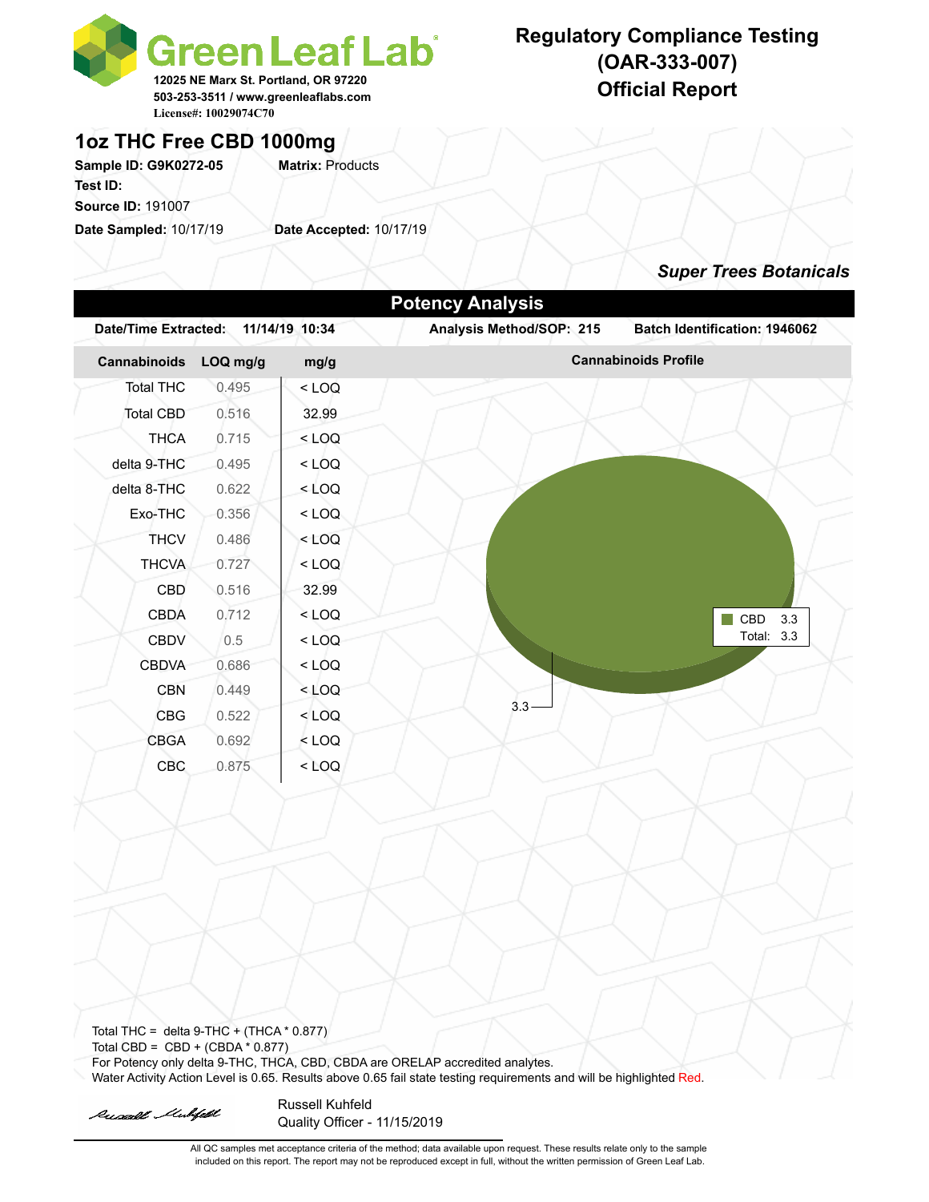# Green Leaf Lab

12025 NE Marx St. Portland, OR 97220
503-253-3511 / www.greenleaflabs.com
License#: 10029074C70

## Regulatory Compliance Testing (OAR-333-007) Official Report

## 1oz THC Free CBD 1000mg

**Sample ID:** G9K0272-05 **Matrix:** Products
**Test ID:**
**Source ID:** 191007
**Date Sampled:** 10/17/19 **Date Accepted:** 10/17/19

***Super Trees Botanicals***

### Potency Analysis

**Date/Time Extracted:** 11/14/19 10:34 **Analysis Method/SOP:** 215 **Batch Identification:** 1946062

| Cannabinoids | LOQ mg/g | mg/g |
|---|---|---|
| Total THC | 0.495 | < LOQ |
| Total CBD | 0.516 | 32.99 |
| THCA | 0.715 | < LOQ |
| delta 9-THC | 0.495 | < LOQ |
| delta 8-THC | 0.622 | < LOQ |
| Exo-THC | 0.356 | < LOQ |
| THCV | 0.486 | < LOQ |
| THCVA | 0.727 | < LOQ |
| CBD | 0.516 | 32.99 |
| CBDA | 0.712 | < LOQ |
| CBDV | 0.5 | < LOQ |
| CBDVA | 0.686 | < LOQ |
| CBN | 0.449 | < LOQ |
| CBG | 0.522 | < LOQ |
| CBGA | 0.692 | < LOQ |
| CBC | 0.875 | < LOQ |

**Cannabinoids Profile**

CBD 3.3
Total: 3.3

Total THC = delta 9-THC + (THCA * 0.877)
Total CBD = CBD + (CBDA * 0.877)
For Potency only delta 9-THC, THCA, CBD, CBDA are ORELAP accredited analytes.
Water Activity Action Level is 0.65. Results above 0.65 fail state testing requirements and will be highlighted Red.

Russell Kuhfeld
Quality Officer - 11/15/2019

All QC samples met acceptance criteria of the method; data available upon request. These results relate only to the sample included on this report. The report may not be reproduced except in full, without the written permission of Green Leaf Lab.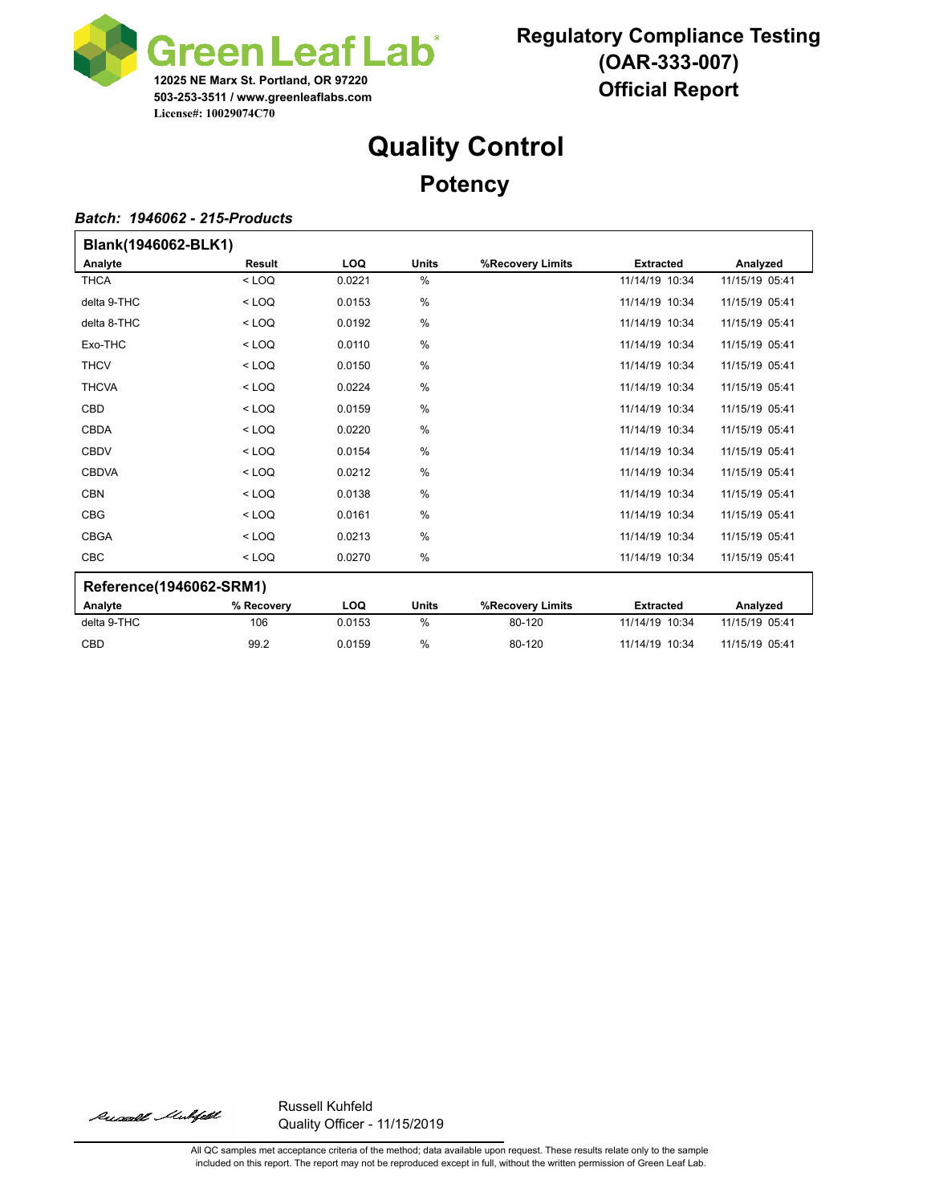**Green Leaf Lab**
12025 NE Marx St. Portland, OR 97220
503-253-3511 / www.greenleaflabs.com
License#: 10029074C70

**Regulatory Compliance Testing (OAR-333-007) Official Report**

# Quality Control

## Potency

***Batch: 1946062 - 215-Products***

**Blank(1946062-BLK1)**

| Analyte | Result | LOQ | Units | %Recovery Limits | Extracted | Analyzed |
|---|---|---|---|---|---|---|
| THCA | < LOQ | 0.0221 | % | | 11/14/19 10:34 | 11/15/19 05:41 |
| delta 9-THC | < LOQ | 0.0153 | % | | 11/14/19 10:34 | 11/15/19 05:41 |
| delta 8-THC | < LOQ | 0.0192 | % | | 11/14/19 10:34 | 11/15/19 05:41 |
| Exo-THC | < LOQ | 0.0110 | % | | 11/14/19 10:34 | 11/15/19 05:41 |
| THCV | < LOQ | 0.0150 | % | | 11/14/19 10:34 | 11/15/19 05:41 |
| THCVA | < LOQ | 0.0224 | % | | 11/14/19 10:34 | 11/15/19 05:41 |
| CBD | < LOQ | 0.0159 | % | | 11/14/19 10:34 | 11/15/19 05:41 |
| CBDA | < LOQ | 0.0220 | % | | 11/14/19 10:34 | 11/15/19 05:41 |
| CBDV | < LOQ | 0.0154 | % | | 11/14/19 10:34 | 11/15/19 05:41 |
| CBDVA | < LOQ | 0.0212 | % | | 11/14/19 10:34 | 11/15/19 05:41 |
| CBN | < LOQ | 0.0138 | % | | 11/14/19 10:34 | 11/15/19 05:41 |
| CBG | < LOQ | 0.0161 | % | | 11/14/19 10:34 | 11/15/19 05:41 |
| CBGA | < LOQ | 0.0213 | % | | 11/14/19 10:34 | 11/15/19 05:41 |
| CBC | < LOQ | 0.0270 | % | | 11/14/19 10:34 | 11/15/19 05:41 |

**Reference(1946062-SRM1)**

| Analyte | % Recovery | LOQ | Units | %Recovery Limits | Extracted | Analyzed |
|---|---|---|---|---|---|---|
| delta 9-THC | 106 | 0.0153 | % | 80-120 | 11/14/19 10:34 | 11/15/19 05:41 |
| CBD | 99.2 | 0.0159 | % | 80-120 | 11/14/19 10:34 | 11/15/19 05:41 |

Russell Kuhfeld
Quality Officer - 11/15/2019

All QC samples met acceptance criteria of the method; data available upon request. These results relate only to the sample included on this report. The report may not be reproduced except in full, without the written permission of Green Leaf Lab.